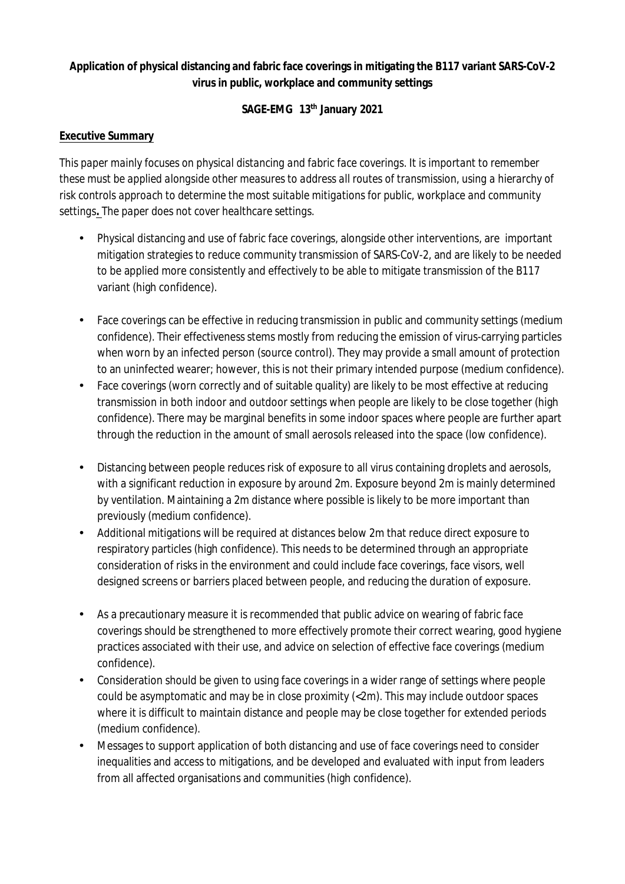**Application of physical distancing and fabric face coverings in mitigating the B117 variant SARS-CoV-2 virus in public, workplace and community settings**

**SAGE-EMG 13th January 2021**

## Executive Summary

*This paper mainly focuses on physical distancing and fabric face coverings. It is important to remember these must be applied alongside other measures to address all routes of transmission, using a hierarchy of risk controls approach to determine the most suitable mitigations for public, workplace and community settings. The paper does not cover healthcare settings.*

- Physical distancing and use of fabric face coverings, alongside other interventions, are important mitigation strategies to reduce community transmission of SARS-CoV-2, and are likely to be needed to be applied more consistently and effectively to be able to mitigate transmission of the B117 variant (high confidence).
- Face coverings can be effective in reducing transmission in public and community settings (medium confidence). Their effectiveness stems mostly from reducing the emission of virus-carrying particles when worn by an infected person (source control). They may provide a small amount of protection to an uninfected wearer; however, this is not their primary intended purpose (medium confidence).
- Face coverings (worn correctly and of suitable quality) are likely to be most effective at reducing transmission in both indoor and outdoor settings when people are likely to be close together (high confidence). There may be marginal benefits in some indoor spaces where people are further apart through the reduction in the amount of small aerosols released into the space (low confidence).
- Distancing between people reduces risk of exposure to all virus containing droplets and aerosols, with a significant reduction in exposure by around 2m. Exposure beyond 2m is mainly determined by ventilation. Maintaining a 2m distance where possible is likely to be more important than previously (medium confidence).
- Additional mitigations will be required at distances below 2m that reduce direct exposure to respiratory particles (high confidence). This needs to be determined through an appropriate consideration of risks in the environment and could include face coverings, face visors, well designed screens or barriers placed between people, and reducing the duration of exposure.
- As a precautionary measure it is recommended that public advice on wearing of fabric face coverings should be strengthened to more effectively promote their correct wearing, good hygiene practices associated with their use, and advice on selection of effective face coverings (medium confidence).
- Consideration should be given to using face coverings in a wider range of settings where people could be asymptomatic and may be in close proximity (<2m). This may include outdoor spaces where it is difficult to maintain distance and people may be close together for extended periods (medium confidence).
- Messages to support application of both distancing and use of face coverings need to consider inequalities and access to mitigations, and be developed and evaluated with input from leaders from all affected organisations and communities (high confidence).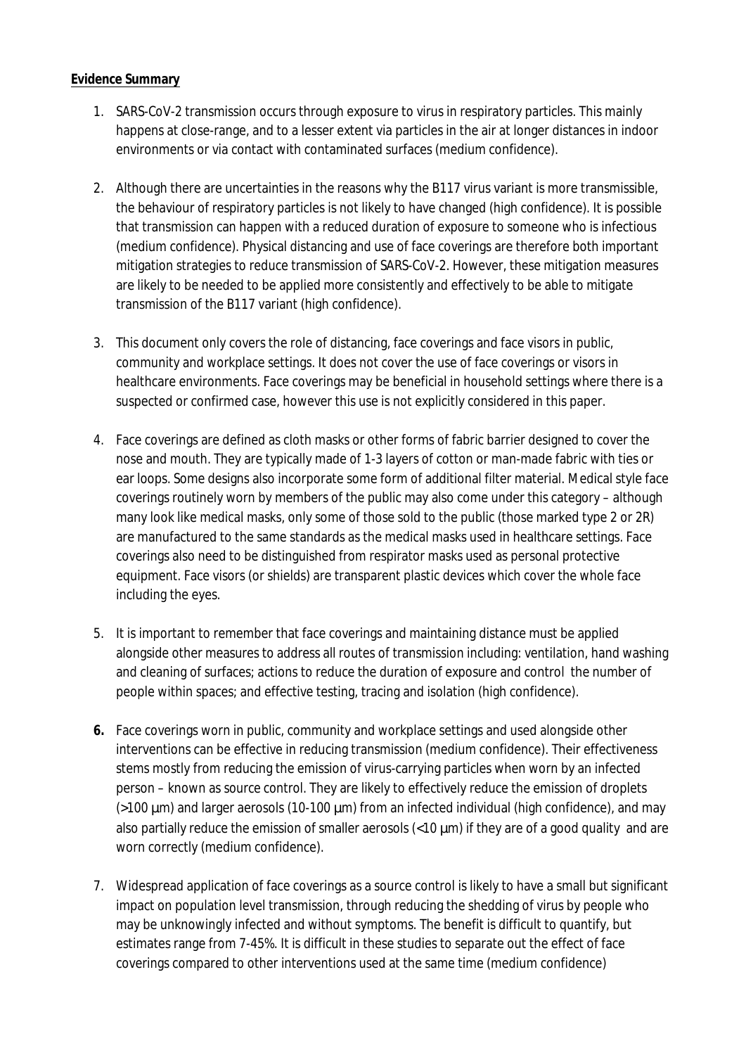**Evidence Summary**

1. SARS-CoV-2 transmission occurs through exposure to virus in respiratory particles. This mainly happens at close-range, and to a lesser extent via particles in the air at longer distances in indoor environments or via contact with contaminated surfaces (medium confidence).

2. Although there are uncertainties in the reasons why the B117 virus variant is more transmissible, the behaviour of respiratory particles is not likely to have changed (high confidence). It is possible that transmission can happen with a reduced duration of exposure to someone who is infectious (medium confidence). Physical distancing and use of face coverings are therefore both important mitigation strategies to reduce transmission of SARS-CoV-2. However, these mitigation measures are likely to be needed to be applied more consistently and effectively to be able to mitigate transmission of the B117 variant (high confidence).

3. This document only covers the role of distancing, face coverings and face visors in public, community and workplace settings. It does not cover the use of face coverings or visors in healthcare environments. Face coverings may be beneficial in household settings where there is a suspected or confirmed case, however this use is not explicitly considered in this paper.

4. Face coverings are defined as cloth masks or other forms of fabric barrier designed to cover the nose and mouth. They are typically made of 1-3 layers of cotton or man-made fabric with ties or ear loops. Some designs also incorporate some form of additional filter material. Medical style face coverings routinely worn by members of the public may also come under this category – although many look like medical masks, only some of those sold to the public (those marked type 2 or 2R) are manufactured to the same standards as the medical masks used in healthcare settings. Face coverings also need to be distinguished from respirator masks used as personal protective equipment. Face visors (or shields) are transparent plastic devices which cover the whole face including the eyes.

5. It is important to remember that face coverings and maintaining distance must be applied alongside other measures to address all routes of transmission including: ventilation, hand washing and cleaning of surfaces; actions to reduce the duration of exposure and control the number of people within spaces; and effective testing, tracing and isolation (high confidence).

6. Face coverings worn in public, community and workplace settings and used alongside other interventions can be effective in reducing transmission (medium confidence). Their effectiveness stems mostly from reducing the emission of virus-carrying particles when worn by an infected person – known as source control. They are likely to effectively reduce the emission of droplets (>100 µm) and larger aerosols (10-100 µm) from an infected individual (high confidence), and may also partially reduce the emission of smaller aerosols (<10 µm) if they are of a good quality and are worn correctly (medium confidence).

7. Widespread application of face coverings as a source control is likely to have a small but significant impact on population level transmission, through reducing the shedding of virus by people who may be unknowingly infected and without symptoms. The benefit is difficult to quantify, but estimates range from 7-45%. It is difficult in these studies to separate out the effect of face coverings compared to other interventions used at the same time (medium confidence)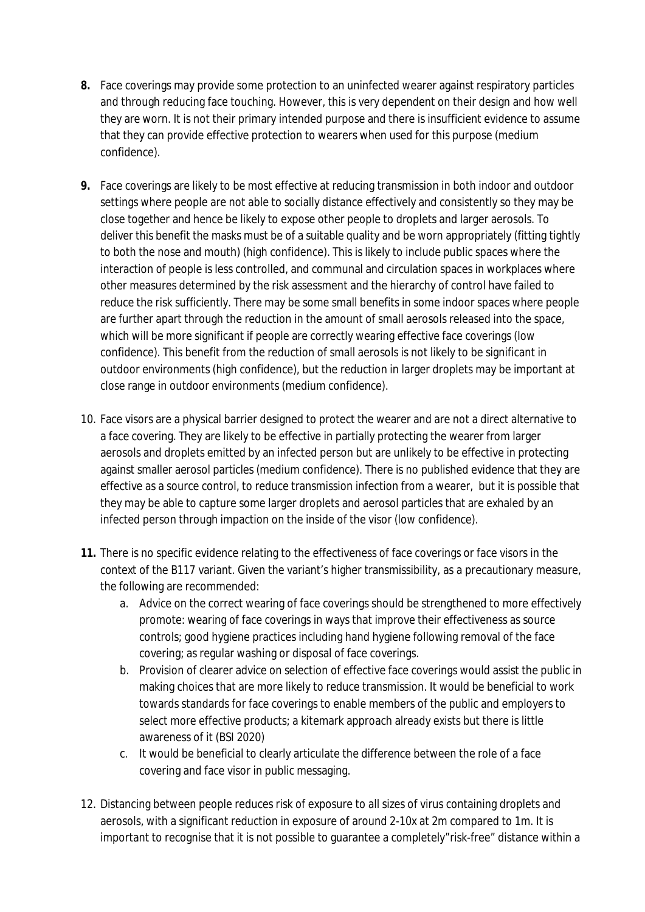**8.** Face coverings may provide some protection to an uninfected wearer against respiratory particles and through reducing face touching. However, this is very dependent on their design and how well they are worn. It is not their primary intended purpose and there is insufficient evidence to assume that they can provide effective protection to wearers when used for this purpose (medium confidence).

**9.** Face coverings are likely to be most effective at reducing transmission in both indoor and outdoor settings where people are not able to socially distance effectively and consistently so they may be close together and hence be likely to expose other people to droplets and larger aerosols. To deliver this benefit the masks must be of a suitable quality and be worn appropriately (fitting tightly to both the nose and mouth) (high confidence). This is likely to include public spaces where the interaction of people is less controlled, and communal and circulation spaces in workplaces where other measures determined by the risk assessment and the hierarchy of control have failed to reduce the risk sufficiently. There may be some small benefits in some indoor spaces where people are further apart through the reduction in the amount of small aerosols released into the space, which will be more significant if people are correctly wearing effective face coverings (low confidence). This benefit from the reduction of small aerosols is not likely to be significant in outdoor environments (high confidence), but the reduction in larger droplets may be important at close range in outdoor environments (medium confidence).

10. Face visors are a physical barrier designed to protect the wearer and are not a direct alternative to a face covering. They are likely to be effective in partially protecting the wearer from larger aerosols and droplets emitted by an infected person but are unlikely to be effective in protecting against smaller aerosol particles (medium confidence). There is no published evidence that they are effective as a source control, to reduce transmission infection from a wearer, but it is possible that they may be able to capture some larger droplets and aerosol particles that are exhaled by an infected person through impaction on the inside of the visor (low confidence).

**11.** There is no specific evidence relating to the effectiveness of face coverings or face visors in the context of the B117 variant. Given the variant's higher transmissibility, as a precautionary measure, the following are recommended:

a. Advice on the correct wearing of face coverings should be strengthened to more effectively promote: wearing of face coverings in ways that improve their effectiveness as source controls; good hygiene practices including hand hygiene following removal of the face covering; as regular washing or disposal of face coverings.

b. Provision of clearer advice on selection of effective face coverings would assist the public in making choices that are more likely to reduce transmission. It would be beneficial to work towards standards for face coverings to enable members of the public and employers to select more effective products; a kitemark approach already exists but there is little awareness of it (BSI 2020)

c. It would be beneficial to clearly articulate the difference between the role of a face covering and face visor in public messaging.

12. Distancing between people reduces risk of exposure to all sizes of virus containing droplets and aerosols, with a significant reduction in exposure of around 2-10x at 2m compared to 1m. It is important to recognise that it is not possible to guarantee a completely"risk-free" distance within a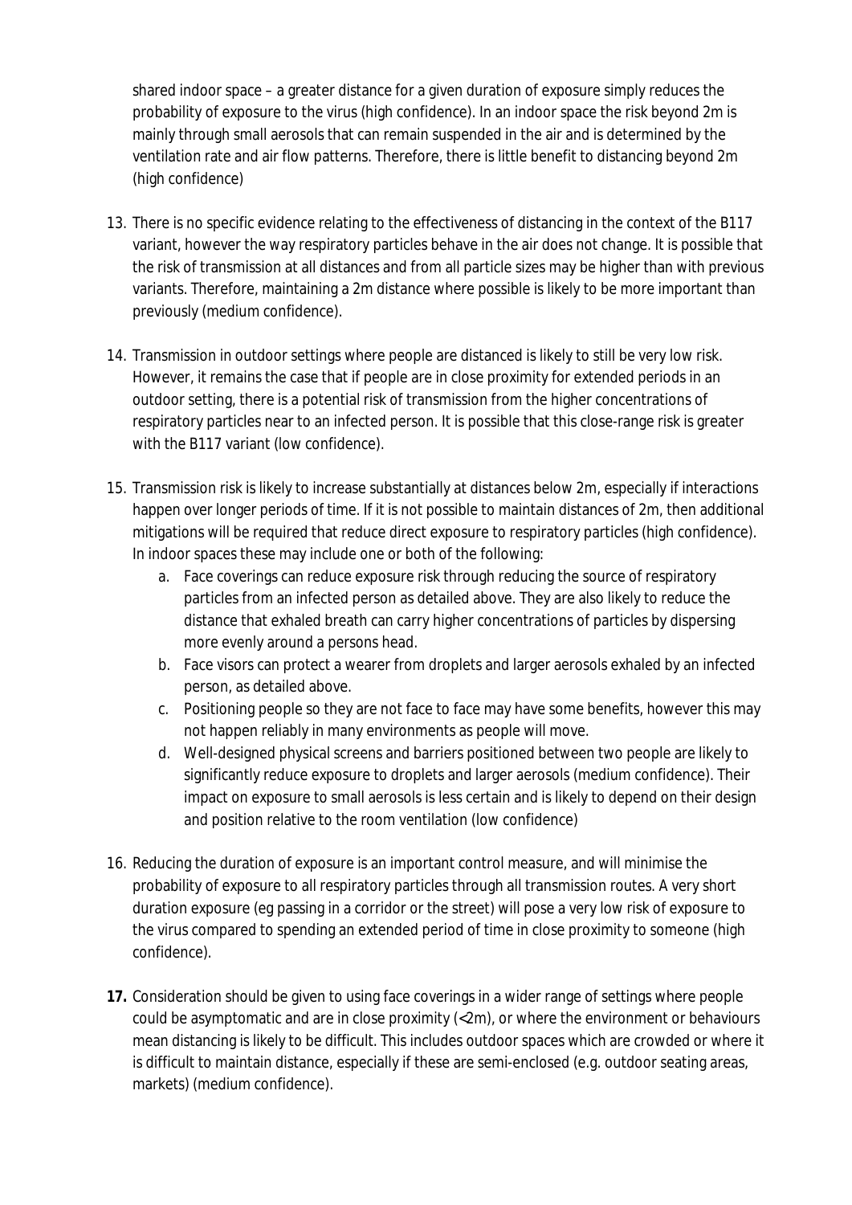shared indoor space – a greater distance for a given duration of exposure simply reduces the probability of exposure to the virus (high confidence). In an indoor space the risk beyond 2m is mainly through small aerosols that can remain suspended in the air and is determined by the ventilation rate and air flow patterns. Therefore, there is little benefit to distancing beyond 2m (high confidence)

13. There is no specific evidence relating to the effectiveness of distancing in the context of the B117 variant, however the way respiratory particles behave in the air does not change. It is possible that the risk of transmission at all distances and from all particle sizes may be higher than with previous variants. Therefore, maintaining a 2m distance where possible is likely to be more important than previously (medium confidence).

14. Transmission in outdoor settings where people are distanced is likely to still be very low risk. However, it remains the case that if people are in close proximity for extended periods in an outdoor setting, there is a potential risk of transmission from the higher concentrations of respiratory particles near to an infected person. It is possible that this close-range risk is greater with the B117 variant (low confidence).

15. Transmission risk is likely to increase substantially at distances below 2m, especially if interactions happen over longer periods of time. If it is not possible to maintain distances of 2m, then additional mitigations will be required that reduce direct exposure to respiratory particles (high confidence). In indoor spaces these may include one or both of the following:
    a. Face coverings can reduce exposure risk through reducing the source of respiratory particles from an infected person as detailed above. They are also likely to reduce the distance that exhaled breath can carry higher concentrations of particles by dispersing more evenly around a persons head.
    b. Face visors can protect a wearer from droplets and larger aerosols exhaled by an infected person, as detailed above.
    c. Positioning people so they are not face to face may have some benefits, however this may not happen reliably in many environments as people will move.
    d. Well-designed physical screens and barriers positioned between two people are likely to significantly reduce exposure to droplets and larger aerosols (medium confidence). Their impact on exposure to small aerosols is less certain and is likely to depend on their design and position relative to the room ventilation (low confidence)

16. Reducing the duration of exposure is an important control measure, and will minimise the probability of exposure to all respiratory particles through all transmission routes. A very short duration exposure (eg passing in a corridor or the street) will pose a very low risk of exposure to the virus compared to spending an extended period of time in close proximity to someone (high confidence).

**17.** Consideration should be given to using face coverings in a wider range of settings where people could be asymptomatic and are in close proximity (<2m), or where the environment or behaviours mean distancing is likely to be difficult. This includes outdoor spaces which are crowded or where it is difficult to maintain distance, especially if these are semi-enclosed (e.g. outdoor seating areas, markets) (medium confidence).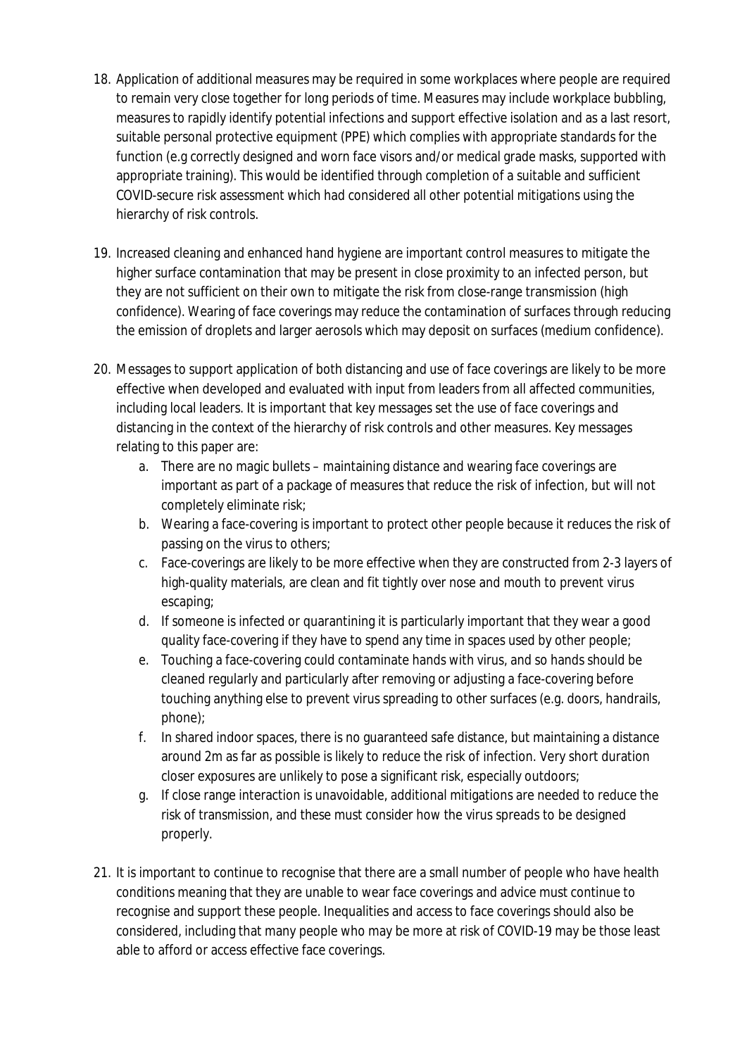18. Application of additional measures may be required in some workplaces where people are required to remain very close together for long periods of time. Measures may include workplace bubbling, measures to rapidly identify potential infections and support effective isolation and as a last resort, suitable personal protective equipment (PPE) which complies with appropriate standards for the function (e.g correctly designed and worn face visors and/or medical grade masks, supported with appropriate training). This would be identified through completion of a suitable and sufficient COVID-secure risk assessment which had considered all other potential mitigations using the hierarchy of risk controls.

19. Increased cleaning and enhanced hand hygiene are important control measures to mitigate the higher surface contamination that may be present in close proximity to an infected person, but they are not sufficient on their own to mitigate the risk from close-range transmission (high confidence). Wearing of face coverings may reduce the contamination of surfaces through reducing the emission of droplets and larger aerosols which may deposit on surfaces (medium confidence).

20. Messages to support application of both distancing and use of face coverings are likely to be more effective when developed and evaluated with input from leaders from all affected communities, including local leaders. It is important that key messages set the use of face coverings and distancing in the context of the hierarchy of risk controls and other measures. Key messages relating to this paper are:
    a. There are no magic bullets – maintaining distance and wearing face coverings are important as part of a package of measures that reduce the risk of infection, but will not completely eliminate risk;
    b. Wearing a face-covering is important to protect other people because it reduces the risk of passing on the virus to others;
    c. Face-coverings are likely to be more effective when they are constructed from 2-3 layers of high-quality materials, are clean and fit tightly over nose and mouth to prevent virus escaping;
    d. If someone is infected or quarantining it is particularly important that they wear a good quality face-covering if they have to spend any time in spaces used by other people;
    e. Touching a face-covering could contaminate hands with virus, and so hands should be cleaned regularly and particularly after removing or adjusting a face-covering before touching anything else to prevent virus spreading to other surfaces (e.g. doors, handrails, phone);
    f. In shared indoor spaces, there is no guaranteed safe distance, but maintaining a distance around 2m as far as possible is likely to reduce the risk of infection. Very short duration closer exposures are unlikely to pose a significant risk, especially outdoors;
    g. If close range interaction is unavoidable, additional mitigations are needed to reduce the risk of transmission, and these must consider how the virus spreads to be designed properly.

21. It is important to continue to recognise that there are a small number of people who have health conditions meaning that they are unable to wear face coverings and advice must continue to recognise and support these people. Inequalities and access to face coverings should also be considered, including that many people who may be more at risk of COVID-19 may be those least able to afford or access effective face coverings.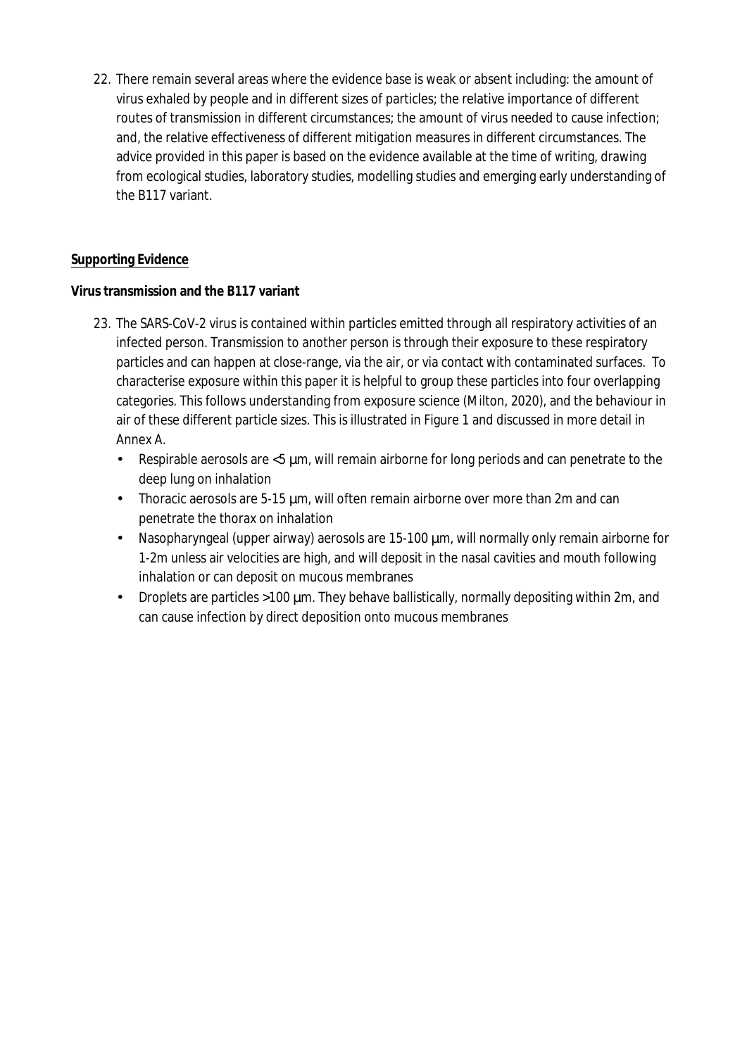22. There remain several areas where the evidence base is weak or absent including: the amount of virus exhaled by people and in different sizes of particles; the relative importance of different routes of transmission in different circumstances; the amount of virus needed to cause infection; and, the relative effectiveness of different mitigation measures in different circumstances. The advice provided in this paper is based on the evidence available at the time of writing, drawing from ecological studies, laboratory studies, modelling studies and emerging early understanding of the B117 variant.

## Supporting Evidence

### Virus transmission and the B117 variant

23. The SARS-CoV-2 virus is contained within particles emitted through all respiratory activities of an infected person. Transmission to another person is through their exposure to these respiratory particles and can happen at close-range, via the air, or via contact with contaminated surfaces. To characterise exposure within this paper it is helpful to group these particles into four overlapping categories. This follows understanding from exposure science (Milton, 2020), and the behaviour in air of these different particle sizes. This is illustrated in Figure 1 and discussed in more detail in Annex A.
    - Respirable aerosols are <5 μm, will remain airborne for long periods and can penetrate to the deep lung on inhalation
    - Thoracic aerosols are 5-15 μm, will often remain airborne over more than 2m and can penetrate the thorax on inhalation
    - Nasopharyngeal (upper airway) aerosols are 15-100 μm, will normally only remain airborne for 1-2m unless air velocities are high, and will deposit in the nasal cavities and mouth following inhalation or can deposit on mucous membranes
    - Droplets are particles >100 μm. They behave ballistically, normally depositing within 2m, and can cause infection by direct deposition onto mucous membranes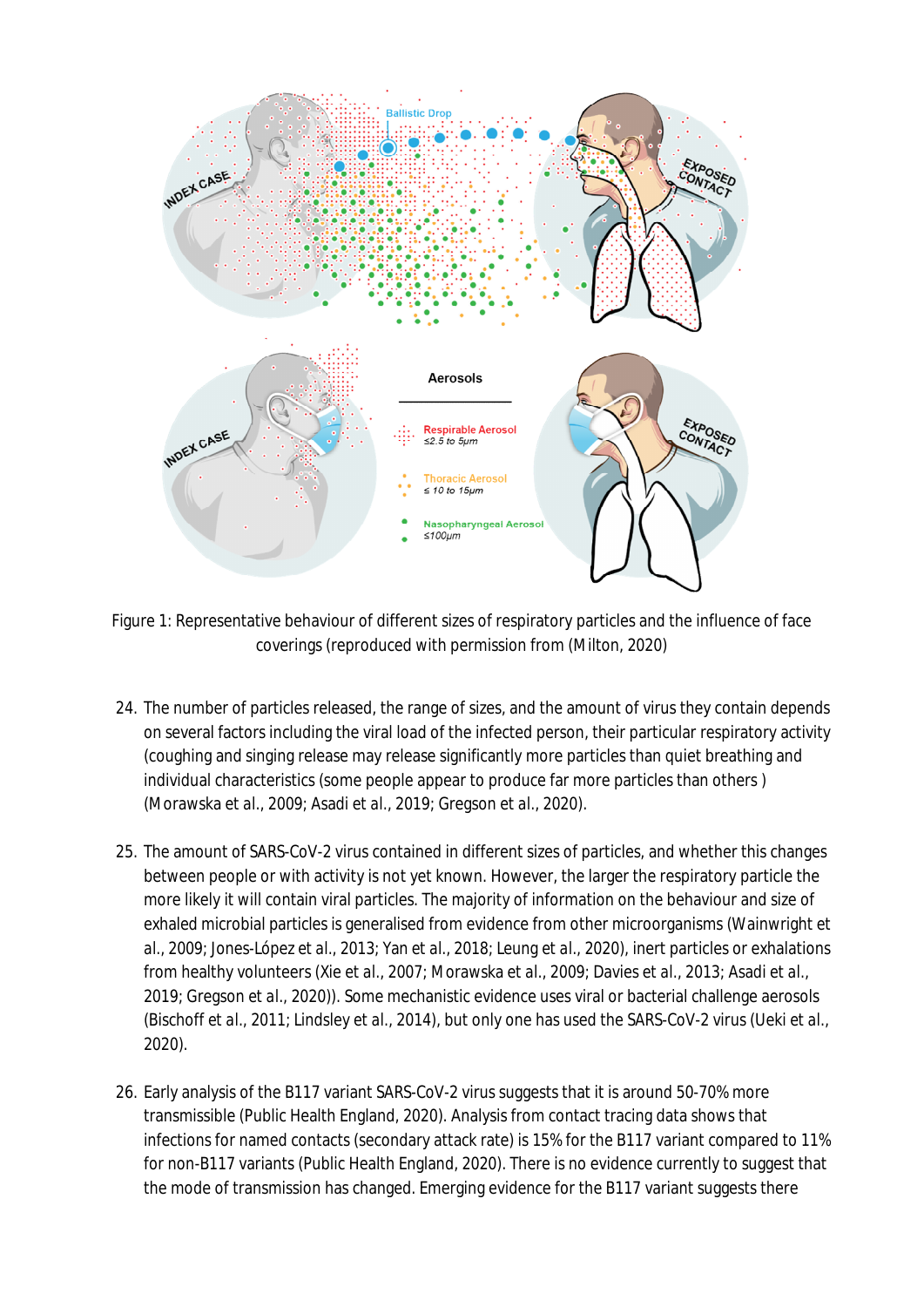Figure 1: Representative behaviour of different sizes of respiratory particles and the influence of face coverings (reproduced with permission from (Milton, 2020)

24. The number of particles released, the range of sizes, and the amount of virus they contain depends on several factors including the viral load of the infected person, their particular respiratory activity (coughing and singing release may release significantly more particles than quiet breathing and individual characteristics (some people appear to produce far more particles than others ) (Morawska et al., 2009; Asadi et al., 2019; Gregson et al., 2020).

25. The amount of SARS-CoV-2 virus contained in different sizes of particles, and whether this changes between people or with activity is not yet known. However, the larger the respiratory particle the more likely it will contain viral particles. The majority of information on the behaviour and size of exhaled microbial particles is generalised from evidence from other microorganisms (Wainwright et al., 2009; Jones-López et al., 2013; Yan et al., 2018; Leung et al., 2020), inert particles or exhalations from healthy volunteers (Xie et al., 2007; Morawska et al., 2009; Davies et al., 2013; Asadi et al., 2019; Gregson et al., 2020)). Some mechanistic evidence uses viral or bacterial challenge aerosols (Bischoff et al., 2011; Lindsley et al., 2014), but only one has used the SARS-CoV-2 virus (Ueki et al., 2020).

26. Early analysis of the B117 variant SARS-CoV-2 virus suggests that it is around 50-70% more transmissible (Public Health England, 2020). Analysis from contact tracing data shows that infections for named contacts (secondary attack rate) is 15% for the B117 variant compared to 11% for non-B117 variants (Public Health England, 2020). There is no evidence currently to suggest that the mode of transmission has changed. Emerging evidence for the B117 variant suggests there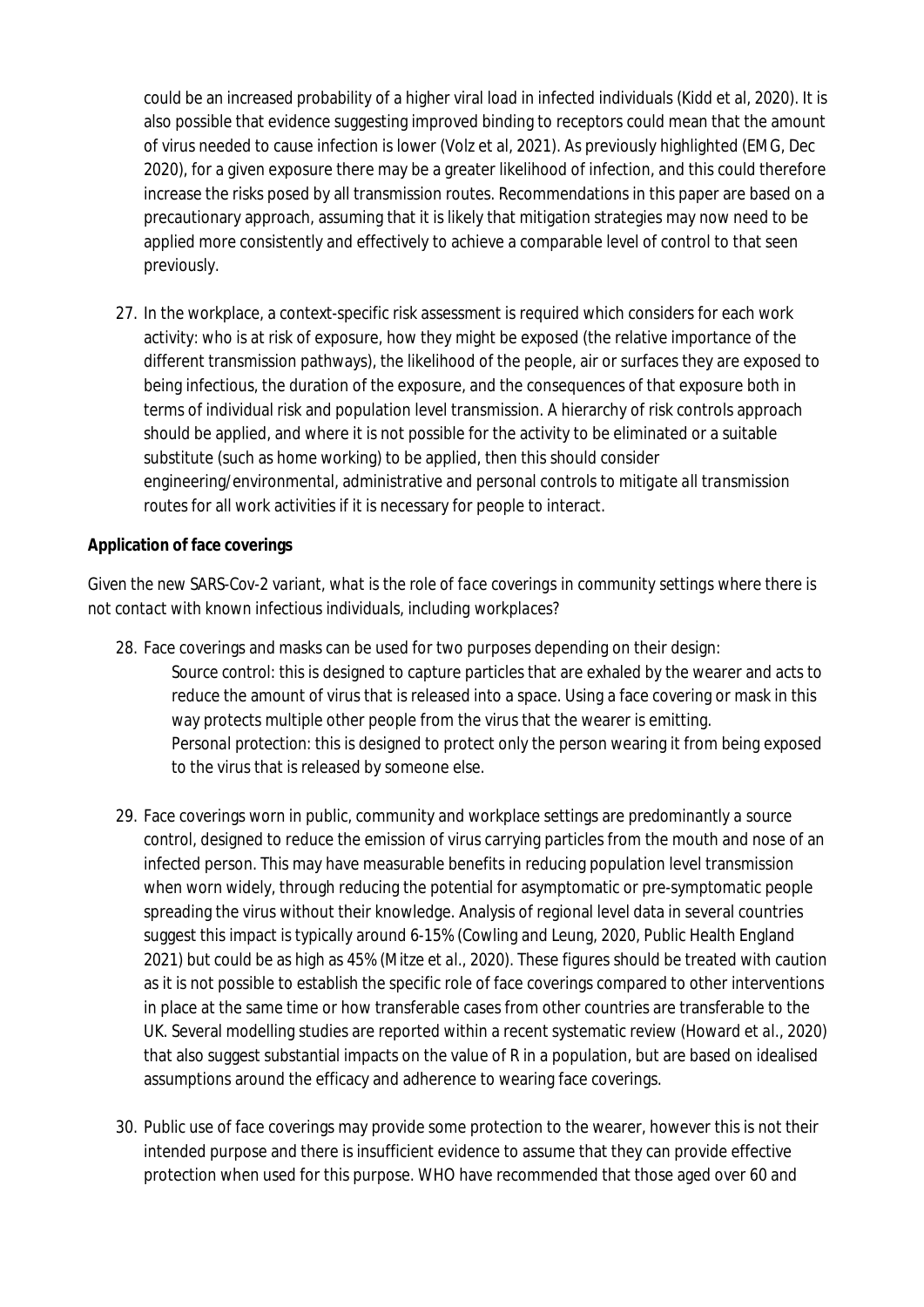could be an increased probability of a higher viral load in infected individuals (Kidd et al, 2020). It is also possible that evidence suggesting improved binding to receptors could mean that the amount of virus needed to cause infection is lower (Volz et al, 2021). As previously highlighted (EMG, Dec 2020), for a given exposure there may be a greater likelihood of infection, and this could therefore increase the risks posed by all transmission routes. Recommendations in this paper are based on a precautionary approach, assuming that it is likely that mitigation strategies may now need to be applied more consistently and effectively to achieve a comparable level of control to that seen previously.

27. In the workplace, a context-specific risk assessment is required which considers for each work activity: who is at risk of exposure, how they might be exposed (the relative importance of the different transmission pathways), the likelihood of the people, air or surfaces they are exposed to being infectious, the duration of the exposure, and the consequences of that exposure both in terms of individual risk and population level transmission. A hierarchy of risk controls approach should be applied, and where it is not possible for the activity to be eliminated or a suitable substitute (such as home working) to be applied, then this should consider engineering/environmental, administrative and personal controls to mitigate all transmission routes for all work activities if it is necessary for people to interact.

**Application of face coverings**

*Given the new SARS-Cov-2 variant, what is the role of face coverings in community settings where there is not contact with known infectious individuals, including workplaces?*

28. Face coverings and masks can be used for two purposes depending on their design:
    - Source control: this is designed to capture particles that are exhaled by the wearer and acts to reduce the amount of virus that is released into a space. Using a face covering or mask in this way protects multiple other people from the virus that the wearer is emitting.
    - Personal protection: this is designed to protect only the person wearing it from being exposed to the virus that is released by someone else.

29. Face coverings worn in public, community and workplace settings are predominantly a source control, designed to reduce the emission of virus carrying particles from the mouth and nose of an infected person. This may have measurable benefits in reducing population level transmission when worn widely, through reducing the potential for asymptomatic or pre-symptomatic people spreading the virus without their knowledge. Analysis of regional level data in several countries suggest this impact is typically around 6-15% (Cowling and Leung, 2020, Public Health England 2021) but could be as high as 45% (Mitze et al., 2020). These figures should be treated with caution as it is not possible to establish the specific role of face coverings compared to other interventions in place at the same time or how transferable cases from other countries are transferable to the UK. Several modelling studies are reported within a recent systematic review (Howard et al., 2020) that also suggest substantial impacts on the value of R in a population, but are based on idealised assumptions around the efficacy and adherence to wearing face coverings.

30. Public use of face coverings may provide some protection to the wearer, however this is not their intended purpose and there is insufficient evidence to assume that they can provide effective protection when used for this purpose. WHO have recommended that those aged over 60 and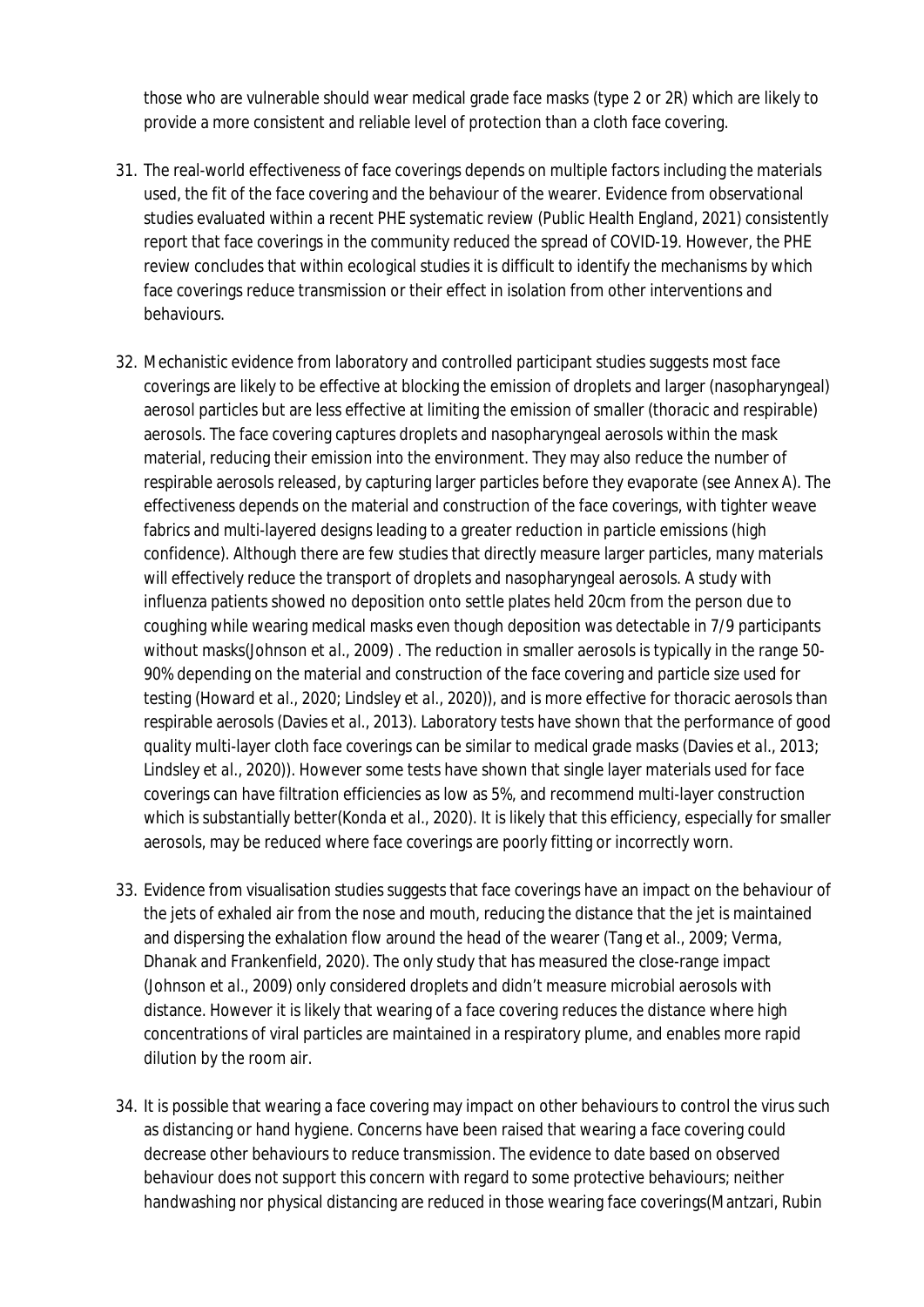those who are vulnerable should wear medical grade face masks (type 2 or 2R) which are likely to provide a more consistent and reliable level of protection than a cloth face covering.

31. The real-world effectiveness of face coverings depends on multiple factors including the materials used, the fit of the face covering and the behaviour of the wearer. Evidence from observational studies evaluated within a recent PHE systematic review (Public Health England, 2021) consistently report that face coverings in the community reduced the spread of COVID-19. However, the PHE review concludes that within ecological studies it is difficult to identify the mechanisms by which face coverings reduce transmission or their effect in isolation from other interventions and behaviours.

32. Mechanistic evidence from laboratory and controlled participant studies suggests most face coverings are likely to be effective at blocking the emission of droplets and larger (nasopharyngeal) aerosol particles but are less effective at limiting the emission of smaller (thoracic and respirable) aerosols. The face covering captures droplets and nasopharyngeal aerosols within the mask material, reducing their emission into the environment. They may also reduce the number of respirable aerosols released, by capturing larger particles before they evaporate (see Annex A). The effectiveness depends on the material and construction of the face coverings, with tighter weave fabrics and multi-layered designs leading to a greater reduction in particle emissions (high confidence). Although there are few studies that directly measure larger particles, many materials will effectively reduce the transport of droplets and nasopharyngeal aerosols. A study with influenza patients showed no deposition onto settle plates held 20cm from the person due to coughing while wearing medical masks even though deposition was detectable in 7/9 participants without masks(Johnson *et al.*, 2009) . The reduction in smaller aerosols is typically in the range 50-90% depending on the material and construction of the face covering and particle size used for testing (Howard *et al.*, 2020; Lindsley *et al.*, 2020)), and is more effective for thoracic aerosols than respirable aerosols (Davies *et al.*, 2013). Laboratory tests have shown that the performance of good quality multi-layer cloth face coverings can be similar to medical grade masks (Davies *et al.*, 2013; Lindsley *et al.*, 2020)). However some tests have shown that single layer materials used for face coverings can have filtration efficiencies as low as 5%, and recommend multi-layer construction which is substantially better(Konda *et al.*, 2020). It is likely that this efficiency, especially for smaller aerosols, may be reduced where face coverings are poorly fitting or incorrectly worn.

33. Evidence from visualisation studies suggests that face coverings have an impact on the behaviour of the jets of exhaled air from the nose and mouth, reducing the distance that the jet is maintained and dispersing the exhalation flow around the head of the wearer (Tang *et al.*, 2009; Verma, Dhanak and Frankenfield, 2020). The only study that has measured the close-range impact (Johnson *et al.*, 2009) only considered droplets and didn't measure microbial aerosols with distance. However it is likely that wearing of a face covering reduces the distance where high concentrations of viral particles are maintained in a respiratory plume, and enables more rapid dilution by the room air.

34. It is possible that wearing a face covering may impact on other behaviours to control the virus such as distancing or hand hygiene. Concerns have been raised that wearing a face covering could decrease other behaviours to reduce transmission. The evidence to date based on observed behaviour does not support this concern with regard to some protective behaviours; neither handwashing nor physical distancing are reduced in those wearing face coverings(Mantzari, Rubin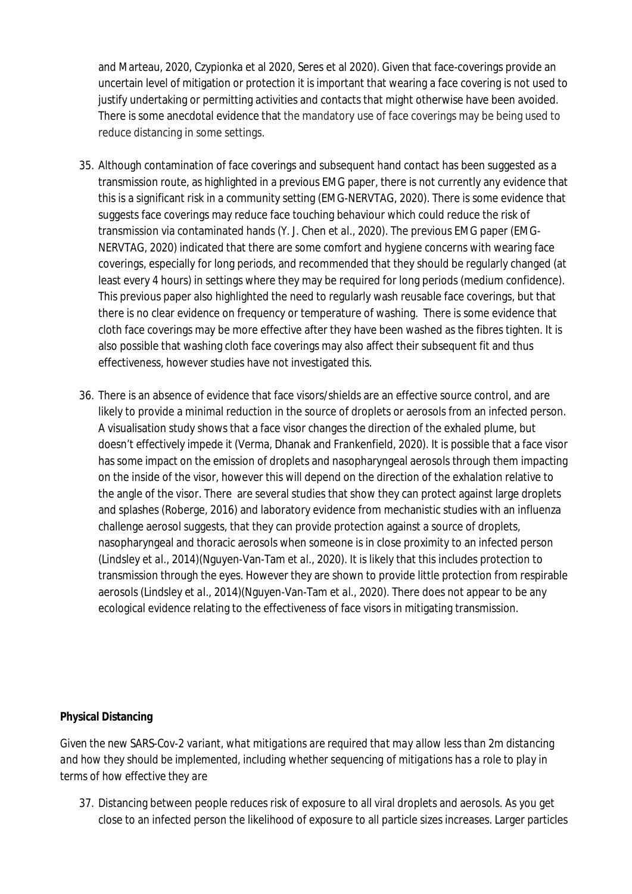and Marteau, 2020, Czypionka et al 2020, Seres et al 2020). Given that face-coverings provide an uncertain level of mitigation or protection it is important that wearing a face covering is not used to justify undertaking or permitting activities and contacts that might otherwise have been avoided. There is some anecdotal evidence that the mandatory use of face coverings may be being used to reduce distancing in some settings.

35. Although contamination of face coverings and subsequent hand contact has been suggested as a transmission route, as highlighted in a previous EMG paper, there is not currently any evidence that this is a significant risk in a community setting (EMG-NERVTAG, 2020). There is some evidence that suggests face coverings may reduce face touching behaviour which could reduce the risk of transmission via contaminated hands (Y. J. Chen et al., 2020). The previous EMG paper (EMG-NERVTAG, 2020) indicated that there are some comfort and hygiene concerns with wearing face coverings, especially for long periods, and recommended that they should be regularly changed (at least every 4 hours) in settings where they may be required for long periods (medium confidence). This previous paper also highlighted the need to regularly wash reusable face coverings, but that there is no clear evidence on frequency or temperature of washing. There is some evidence that cloth face coverings may be more effective after they have been washed as the fibres tighten. It is also possible that washing cloth face coverings may also affect their subsequent fit and thus effectiveness, however studies have not investigated this.

36. There is an absence of evidence that face visors/shields are an effective source control, and are likely to provide a minimal reduction in the source of droplets or aerosols from an infected person. A visualisation study shows that a face visor changes the direction of the exhaled plume, but doesn't effectively impede it (Verma, Dhanak and Frankenfield, 2020). It is possible that a face visor has some impact on the emission of droplets and nasopharyngeal aerosols through them impacting on the inside of the visor, however this will depend on the direction of the exhalation relative to the angle of the visor. There are several studies that show they can protect against large droplets and splashes (Roberge, 2016) and laboratory evidence from mechanistic studies with an influenza challenge aerosol suggests, that they can provide protection against a source of droplets, nasopharyngeal and thoracic aerosols when someone is in close proximity to an infected person (Lindsley et al., 2014)(Nguyen-Van-Tam et al., 2020). It is likely that this includes protection to transmission through the eyes. However they are shown to provide little protection from respirable aerosols (Lindsley et al., 2014)(Nguyen-Van-Tam et al., 2020). There does not appear to be any ecological evidence relating to the effectiveness of face visors in mitigating transmission.

**Physical Distancing**

*Given the new SARS-Cov-2 variant, what mitigations are required that may allow less than 2m distancing and how they should be implemented, including whether sequencing of mitigations has a role to play in terms of how effective they are*

37. Distancing between people reduces risk of exposure to all viral droplets and aerosols. As you get close to an infected person the likelihood of exposure to all particle sizes increases. Larger particles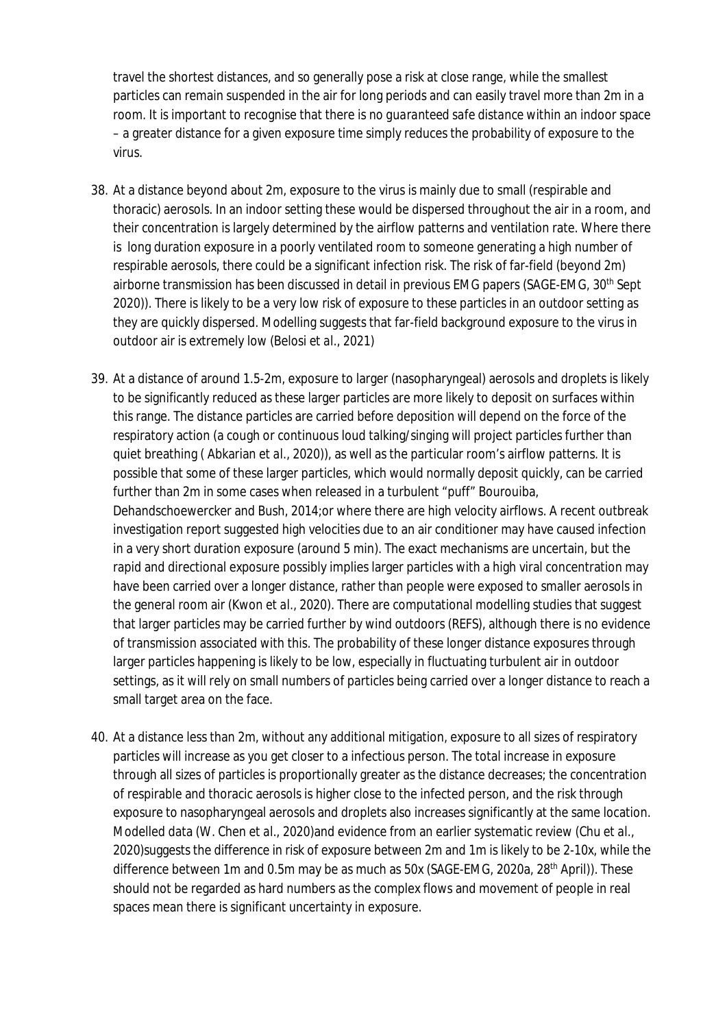travel the shortest distances, and so generally pose a risk at close range, while the smallest particles can remain suspended in the air for long periods and can easily travel more than 2m in a room. It is important to recognise that there is *no guaranteed safe distance* within an indoor space – a greater distance for a given exposure time simply reduces the probability of exposure to the virus.

38. At a distance beyond about 2m, exposure to the virus is mainly due to small (respirable and thoracic) aerosols. In an indoor setting these would be dispersed throughout the air in a room, and their concentration is largely determined by the airflow patterns and ventilation rate. Where there is long duration exposure in a poorly ventilated room to someone generating a high number of respirable aerosols, there could be a significant infection risk. The risk of far-field (beyond 2m) airborne transmission has been discussed in detail in previous EMG papers (SAGE-EMG, 30th Sept 2020)). There is likely to be a very low risk of exposure to these particles in an outdoor setting as they are quickly dispersed. Modelling suggests that far-field background exposure to the virus in outdoor air is extremely low (Belosi et al., 2021)

39. At a distance of around 1.5-2m, exposure to larger (nasopharyngeal) aerosols and droplets is likely to be significantly reduced as these larger particles are more likely to deposit on surfaces within this range. The distance particles are carried before deposition will depend on the force of the respiratory action (a cough or continuous loud talking/singing will project particles further than quiet breathing ( Abkarian et al., 2020)), as well as the particular room's airflow patterns. It is possible that some of these larger particles, which would normally deposit quickly, can be carried further than 2m in some cases when released in a turbulent "puff" Bourouiba, Dehandschoewercker and Bush, 2014;or where there are high velocity airflows. A recent outbreak investigation report suggested high velocities due to an air conditioner may have caused infection in a very short duration exposure (around 5 min). The exact mechanisms are uncertain, but the rapid and directional exposure possibly implies larger particles with a high viral concentration may have been carried over a longer distance, rather than people were exposed to smaller aerosols in the general room air (Kwon et al., 2020). There are computational modelling studies that suggest that larger particles may be carried further by wind outdoors (REFS), although there is no evidence of transmission associated with this. The probability of these longer distance exposures through larger particles happening is likely to be low, especially in fluctuating turbulent air in outdoor settings, as it will rely on small numbers of particles being carried over a longer distance to reach a small target area on the face.

40. At a distance less than 2m, without any additional mitigation, exposure to all sizes of respiratory particles will increase as you get closer to a infectious person. The total increase in exposure through all sizes of particles is proportionally greater as the distance decreases; the concentration of respirable and thoracic aerosols is higher close to the infected person, and the risk through exposure to nasopharyngeal aerosols and droplets also increases significantly at the same location. Modelled data (W. Chen et al., 2020)and evidence from an earlier systematic review (Chu et al., 2020)suggests the difference in risk of exposure between 2m and 1m is likely to be 2-10x, while the difference between 1m and 0.5m may be as much as 50x (SAGE-EMG, 2020a, 28th April)). These should not be regarded as hard numbers as the complex flows and movement of people in real spaces mean there is significant uncertainty in exposure.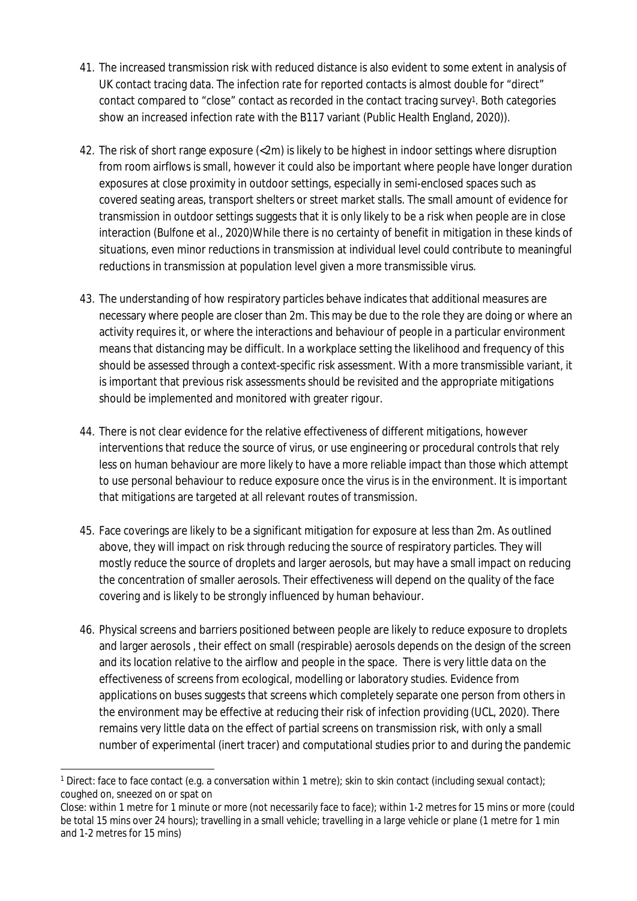41. The increased transmission risk with reduced distance is also evident to some extent in analysis of UK contact tracing data. The infection rate for reported contacts is almost double for "direct" contact compared to "close" contact as recorded in the contact tracing survey[1]. Both categories show an increased infection rate with the B117 variant (Public Health England, 2020)).

42. The risk of short range exposure (<2m) is likely to be highest in indoor settings where disruption from room airflows is small, however it could also be important where people have longer duration exposures at close proximity in outdoor settings, especially in semi-enclosed spaces such as covered seating areas, transport shelters or street market stalls. The small amount of evidence for transmission in outdoor settings suggests that it is only likely to be a risk when people are in close interaction (Bulfone et al., 2020)While there is no certainty of benefit in mitigation in these kinds of situations, even minor reductions in transmission at individual level could contribute to meaningful reductions in transmission at population level given a more transmissible virus.

43. The understanding of how respiratory particles behave indicates that additional measures are necessary where people are closer than 2m. This may be due to the role they are doing or where an activity requires it, or where the interactions and behaviour of people in a particular environment means that distancing may be difficult. In a workplace setting the likelihood and frequency of this should be assessed through a context-specific risk assessment. With a more transmissible variant, it is important that previous risk assessments should be revisited and the appropriate mitigations should be implemented and monitored with greater rigour.

44. There is not clear evidence for the relative effectiveness of different mitigations, however interventions that reduce the source of virus, or use engineering or procedural controls that rely less on human behaviour are more likely to have a more reliable impact than those which attempt to use personal behaviour to reduce exposure once the virus is in the environment. It is important that mitigations are targeted at all relevant routes of transmission.

45. Face coverings are likely to be a significant mitigation for exposure at less than 2m. As outlined above, they will impact on risk through reducing the source of respiratory particles. They will mostly reduce the source of droplets and larger aerosols, but may have a small impact on reducing the concentration of smaller aerosols. Their effectiveness will depend on the quality of the face covering and is likely to be strongly influenced by human behaviour.

46. Physical screens and barriers positioned between people are likely to reduce exposure to droplets and larger aerosols , their effect on small (respirable) aerosols depends on the design of the screen and its location relative to the airflow and people in the space. There is very little data on the effectiveness of screens from ecological, modelling or laboratory studies. Evidence from applications on buses suggests that screens which completely separate one person from others in the environment may be effective at reducing their risk of infection providing (UCL, 2020). There remains very little data on the effect of partial screens on transmission risk, with only a small number of experimental (inert tracer) and computational studies prior to and during the pandemic

---

[1] Direct: face to face contact (e.g. a conversation within 1 metre); skin to skin contact (including sexual contact); coughed on, sneezed on or spat on

Close: within 1 metre for 1 minute or more (not necessarily face to face); within 1-2 metres for 15 mins or more (could be total 15 mins over 24 hours); travelling in a small vehicle; travelling in a large vehicle or plane (1 metre for 1 min and 1-2 metres for 15 mins)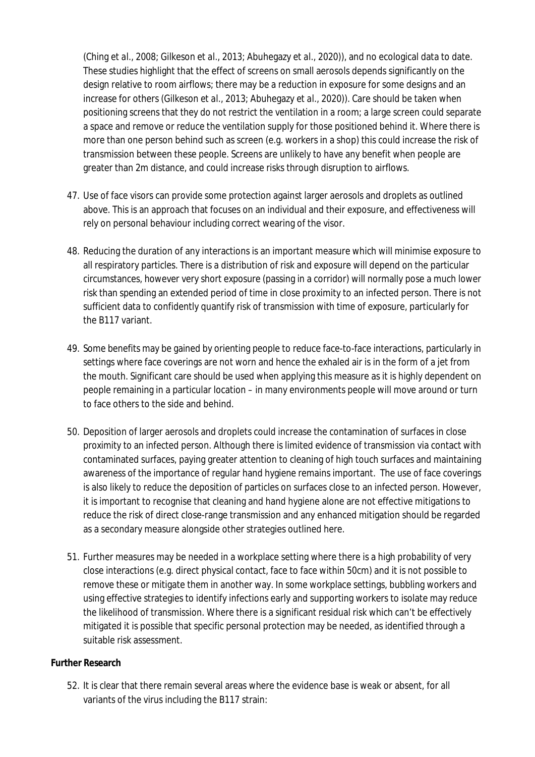(Ching et al., 2008; Gilkeson et al., 2013; Abuhegazy et al., 2020)), and no ecological data to date. These studies highlight that the effect of screens on small aerosols depends significantly on the design relative to room airflows; there may be a reduction in exposure for some designs and an increase for others (Gilkeson et al., 2013; Abuhegazy et al., 2020)). Care should be taken when positioning screens that they do not restrict the ventilation in a room; a large screen could separate a space and remove or reduce the ventilation supply for those positioned behind it. Where there is more than one person behind such as screen (e.g. workers in a shop) this could increase the risk of transmission between these people. Screens are unlikely to have any benefit when people are greater than 2m distance, and could increase risks through disruption to airflows.

47. Use of face visors can provide some protection against larger aerosols and droplets as outlined above. This is an approach that focuses on an individual and their exposure, and effectiveness will rely on personal behaviour including correct wearing of the visor.

48. Reducing the duration of any interactions is an important measure which will minimise exposure to all respiratory particles. There is a distribution of risk and exposure will depend on the particular circumstances, however very short exposure (passing in a corridor) will normally pose a much lower risk than spending an extended period of time in close proximity to an infected person. There is not sufficient data to confidently quantify risk of transmission with time of exposure, particularly for the B117 variant.

49. Some benefits may be gained by orienting people to reduce face-to-face interactions, particularly in settings where face coverings are not worn and hence the exhaled air is in the form of a jet from the mouth. Significant care should be used when applying this measure as it is highly dependent on people remaining in a particular location – in many environments people will move around or turn to face others to the side and behind.

50. Deposition of larger aerosols and droplets could increase the contamination of surfaces in close proximity to an infected person. Although there is limited evidence of transmission via contact with contaminated surfaces, paying greater attention to cleaning of high touch surfaces and maintaining awareness of the importance of regular hand hygiene remains important. The use of face coverings is also likely to reduce the deposition of particles on surfaces close to an infected person. However, it is important to recognise that cleaning and hand hygiene alone are not effective mitigations to reduce the risk of direct close-range transmission and any enhanced mitigation should be regarded as a secondary measure alongside other strategies outlined here.

51. Further measures may be needed in a workplace setting where there is a high probability of very close interactions (e.g. direct physical contact, face to face within 50cm) and it is not possible to remove these or mitigate them in another way. In some workplace settings, bubbling workers and using effective strategies to identify infections early and supporting workers to isolate may reduce the likelihood of transmission. Where there is a significant residual risk which can't be effectively mitigated it is possible that specific personal protection may be needed, as identified through a suitable risk assessment.

**Further Research**

52. It is clear that there remain several areas where the evidence base is weak or absent, for all variants of the virus including the B117 strain: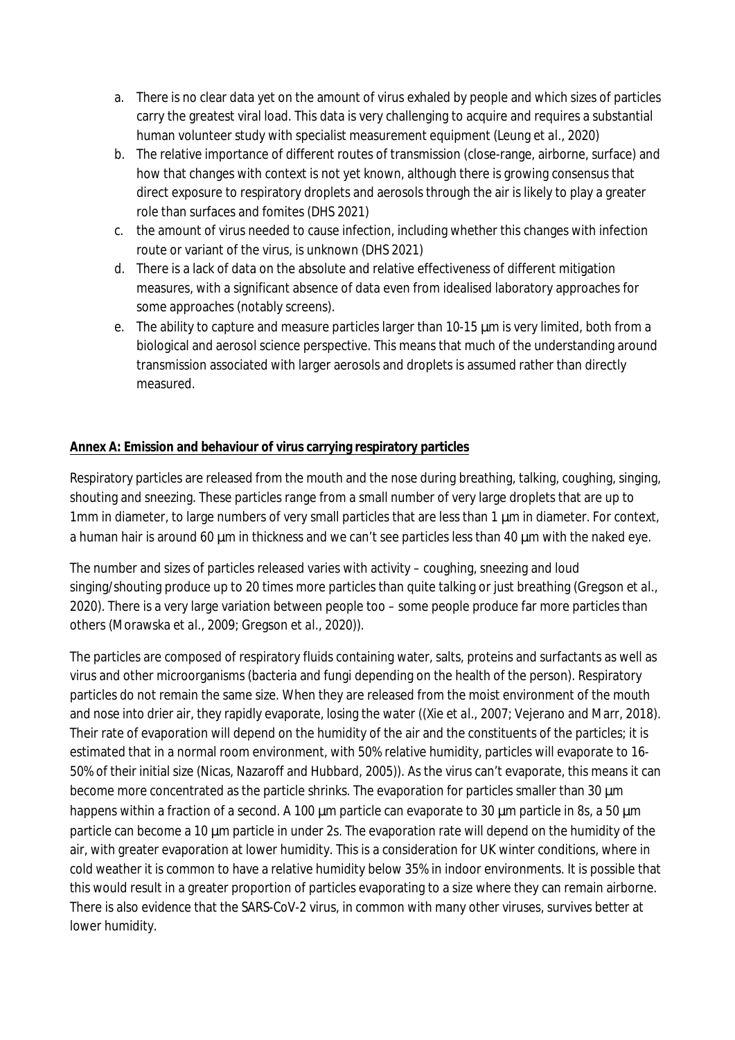a. There is no clear data yet on the amount of virus exhaled by people and which sizes of particles carry the greatest viral load. This data is very challenging to acquire and requires a substantial human volunteer study with specialist measurement equipment (Leung et al., 2020)
b. The relative importance of different routes of transmission (close-range, airborne, surface) and how that changes with context is not yet known, although there is growing consensus that direct exposure to respiratory droplets and aerosols through the air is likely to play a greater role than surfaces and fomites (DHS 2021)
c. the amount of virus needed to cause infection, including whether this changes with infection route or variant of the virus, is unknown (DHS 2021)
d. There is a lack of data on the absolute and relative effectiveness of different mitigation measures, with a significant absence of data even from idealised laboratory approaches for some approaches (notably screens).
e. The ability to capture and measure particles larger than 10-15 µm is very limited, both from a biological and aerosol science perspective. This means that much of the understanding around transmission associated with larger aerosols and droplets is assumed rather than directly measured.

**Annex A: Emission and behaviour of virus carrying respiratory particles**

Respiratory particles are released from the mouth and the nose during breathing, talking, coughing, singing, shouting and sneezing. These particles range from a small number of very large droplets that are up to 1mm in diameter, to large numbers of very small particles that are less than 1 µm in diameter. For context, a human hair is around 60 µm in thickness and we can't see particles less than 40 µm with the naked eye.

The number and sizes of particles released varies with activity – coughing, sneezing and loud singing/shouting produce up to 20 times more particles than quite talking or just breathing (Gregson et al., 2020). There is a very large variation between people too – some people produce far more particles than others (Morawska et al., 2009; Gregson et al., 2020)).

The particles are composed of respiratory fluids containing water, salts, proteins and surfactants as well as virus and other microorganisms (bacteria and fungi depending on the health of the person). Respiratory particles do not remain the same size. When they are released from the moist environment of the mouth and nose into drier air, they rapidly evaporate, losing the water ((Xie et al., 2007; Vejerano and Marr, 2018). Their rate of evaporation will depend on the humidity of the air and the constituents of the particles; it is estimated that in a normal room environment, with 50% relative humidity, particles will evaporate to 16-50% of their initial size (Nicas, Nazaroff and Hubbard, 2005)). As the virus can't evaporate, this means it can become more concentrated as the particle shrinks. The evaporation for particles smaller than 30 µm happens within a fraction of a second. A 100 µm particle can evaporate to 30 µm particle in 8s, a 50 µm particle can become a 10 µm particle in under 2s. The evaporation rate will depend on the humidity of the air, with greater evaporation at lower humidity. This is a consideration for UK winter conditions, where in cold weather it is common to have a relative humidity below 35% in indoor environments. It is possible that this would result in a greater proportion of particles evaporating to a size where they can remain airborne. There is also evidence that the SARS-CoV-2 virus, in common with many other viruses, survives better at lower humidity.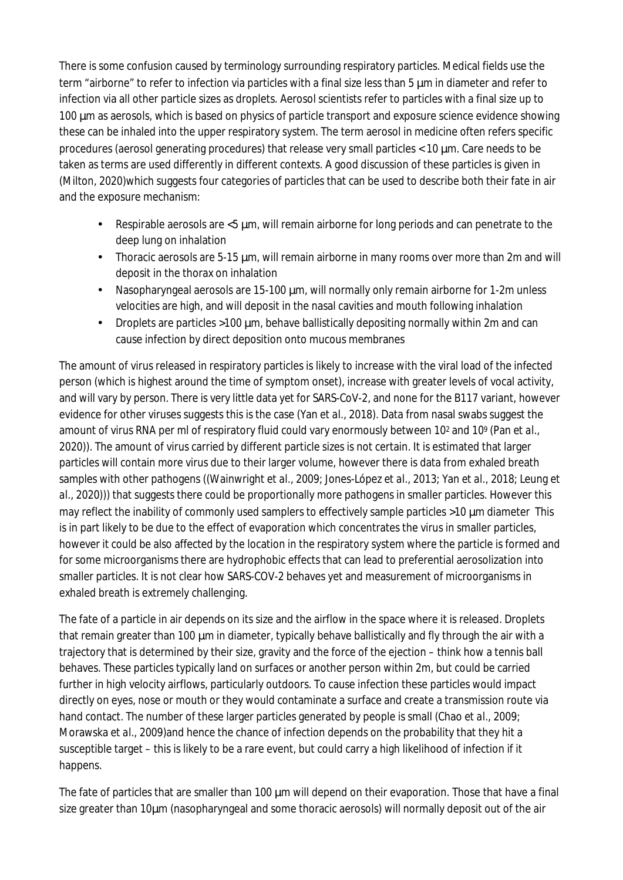There is some confusion caused by terminology surrounding respiratory particles. Medical fields use the term "airborne" to refer to infection via particles with a final size less than 5 µm in diameter and refer to infection via all other particle sizes as droplets. Aerosol scientists refer to particles with a final size up to 100 µm as aerosols, which is based on physics of particle transport and exposure science evidence showing these can be inhaled into the upper respiratory system. The term aerosol in medicine often refers specific procedures (aerosol generating procedures) that release very small particles < 10 µm. Care needs to be taken as terms are used differently in different contexts. A good discussion of these particles is given in (Milton, 2020)which suggests four categories of particles that can be used to describe both their fate in air and the exposure mechanism:

- Respirable aerosols are <5 µm, will remain airborne for long periods and can penetrate to the deep lung on inhalation
- Thoracic aerosols are 5-15 µm, will remain airborne in many rooms over more than 2m and will deposit in the thorax on inhalation
- Nasopharyngeal aerosols are 15-100 µm, will normally only remain airborne for 1-2m unless velocities are high, and will deposit in the nasal cavities and mouth following inhalation
- Droplets are particles >100 µm, behave ballistically depositing normally within 2m and can cause infection by direct deposition onto mucous membranes

The amount of virus released in respiratory particles is likely to increase with the viral load of the infected person (which is highest around the time of symptom onset), increase with greater levels of vocal activity, and will vary by person. There is very little data yet for SARS-CoV-2, and none for the B117 variant, however evidence for other viruses suggests this is the case (Yan *et al.*, 2018). Data from nasal swabs suggest the amount of virus RNA per ml of respiratory fluid could vary enormously between $10^2$ and $10^9$ (Pan *et al.*, 2020)). The amount of virus carried by different particle sizes is not certain. It is estimated that larger particles will contain more virus due to their larger volume, however there is data from exhaled breath samples with other pathogens ((Wainwright *et al.*, 2009; Jones-López *et al.*, 2013; Yan *et al.*, 2018; Leung *et al.*, 2020))) that suggests there could be proportionally more pathogens in smaller particles. However this may reflect the inability of commonly used samplers to effectively sample particles >10 µm diameter This is in part likely to be due to the effect of evaporation which concentrates the virus in smaller particles, however it could be also affected by the location in the respiratory system where the particle is formed and for some microorganisms there are hydrophobic effects that can lead to preferential aerosolization into smaller particles. It is not clear how SARS-COV-2 behaves yet and measurement of microorganisms in exhaled breath is extremely challenging.

The fate of a particle in air depends on its size and the airflow in the space where it is released. Droplets that remain greater than 100 µm in diameter, typically behave ballistically and fly through the air with a trajectory that is determined by their size, gravity and the force of the ejection – think how a tennis ball behaves. These particles typically land on surfaces or another person within 2m, but could be carried further in high velocity airflows, particularly outdoors. To cause infection these particles would impact directly on eyes, nose or mouth or they would contaminate a surface and create a transmission route via hand contact. The number of these larger particles generated by people is small (Chao *et al.*, 2009; Morawska *et al.*, 2009)and hence the chance of infection depends on the probability that they hit a susceptible target – this is likely to be a rare event, but could carry a high likelihood of infection if it happens.

The fate of particles that are smaller than 100 µm will depend on their evaporation. Those that have a final size greater than 10µm (nasopharyngeal and some thoracic aerosols) will normally deposit out of the air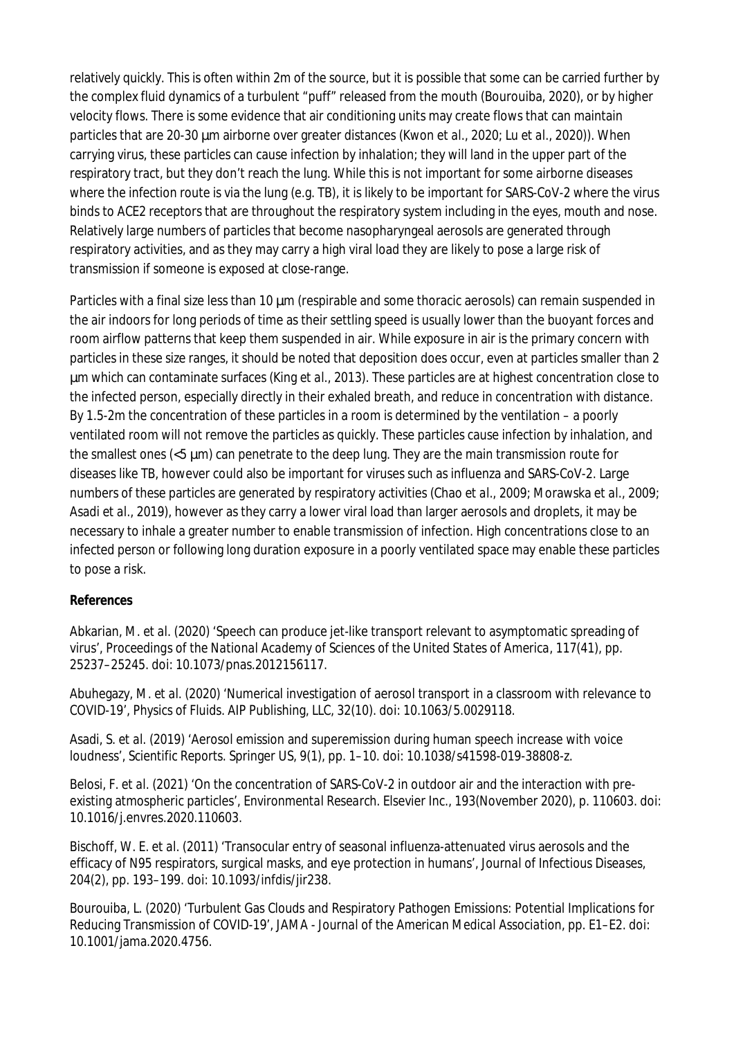relatively quickly. This is often within 2m of the source, but it is possible that some can be carried further by the complex fluid dynamics of a turbulent "puff" released from the mouth (Bourouiba, 2020), or by higher velocity flows. There is some evidence that air conditioning units may create flows that can maintain particles that are 20-30 µm airborne over greater distances (Kwon *et al.*, 2020; Lu *et al.*, 2020)). When carrying virus, these particles can cause infection by inhalation; they will land in the upper part of the respiratory tract, but they don't reach the lung. While this is not important for some airborne diseases where the infection route is via the lung (e.g. TB), it is likely to be important for SARS-CoV-2 where the virus binds to ACE2 receptors that are throughout the respiratory system including in the eyes, mouth and nose. Relatively large numbers of particles that become nasopharyngeal aerosols are generated through respiratory activities, and as they may carry a high viral load they are likely to pose a large risk of transmission if someone is exposed at close-range.

Particles with a final size less than 10 µm (respirable and some thoracic aerosols) can remain suspended in the air indoors for long periods of time as their settling speed is usually lower than the buoyant forces and room airflow patterns that keep them suspended in air. While exposure in air is the primary concern with particles in these size ranges, it should be noted that deposition does occur, even at particles smaller than 2 µm which can contaminate surfaces (King *et al.*, 2013). These particles are at highest concentration close to the infected person, especially directly in their exhaled breath, and reduce in concentration with distance. By 1.5-2m the concentration of these particles in a room is determined by the ventilation – a poorly ventilated room will not remove the particles as quickly. These particles cause infection by inhalation, and the smallest ones (<5 µm) can penetrate to the deep lung. They are the main transmission route for diseases like TB, however could also be important for viruses such as influenza and SARS-CoV-2. Large numbers of these particles are generated by respiratory activities (Chao *et al.*, 2009; Morawska *et al.*, 2009; Asadi *et al.*, 2019), however as they carry a lower viral load than larger aerosols and droplets, it may be necessary to inhale a greater number to enable transmission of infection. High concentrations close to an infected person or following long duration exposure in a poorly ventilated space may enable these particles to pose a risk.

**References**

Abkarian, M. *et al.* (2020) 'Speech can produce jet-like transport relevant to asymptomatic spreading of virus', *Proceedings of the National Academy of Sciences of the United States of America*, 117(41), pp. 25237–25245. doi: 10.1073/pnas.2012156117.

Abuhegazy, M. *et al.* (2020) 'Numerical investigation of aerosol transport in a classroom with relevance to COVID-19', *Physics of Fluids*. AIP Publishing, LLC, 32(10). doi: 10.1063/5.0029118.

Asadi, S. *et al.* (2019) 'Aerosol emission and superemission during human speech increase with voice loudness', *Scientific Reports*. Springer US, 9(1), pp. 1–10. doi: 10.1038/s41598-019-38808-z.

Belosi, F. *et al.* (2021) 'On the concentration of SARS-CoV-2 in outdoor air and the interaction with pre-existing atmospheric particles', *Environmental Research*. Elsevier Inc., 193(November 2020), p. 110603. doi: 10.1016/j.envres.2020.110603.

Bischoff, W. E. *et al.* (2011) 'Transocular entry of seasonal influenza-attenuated virus aerosols and the efficacy of N95 respirators, surgical masks, and eye protection in humans', *Journal of Infectious Diseases*, 204(2), pp. 193–199. doi: 10.1093/infdis/jir238.

Bourouiba, L. (2020) 'Turbulent Gas Clouds and Respiratory Pathogen Emissions: Potential Implications for Reducing Transmission of COVID-19', *JAMA - Journal of the American Medical Association*, pp. E1–E2. doi: 10.1001/jama.2020.4756.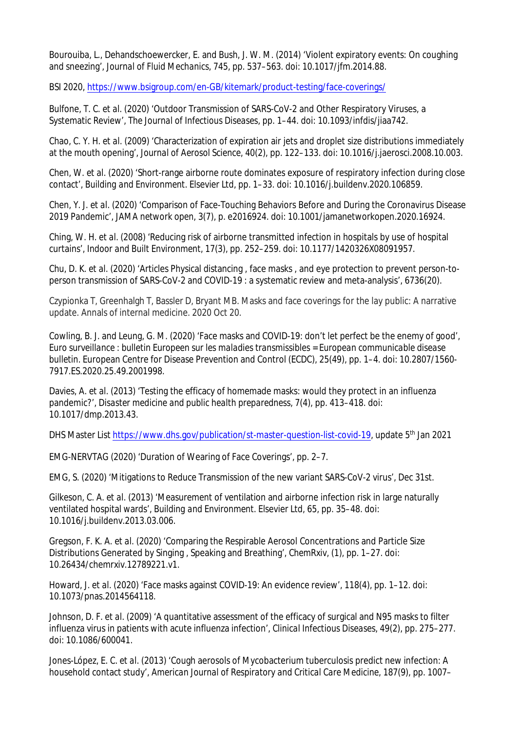Bourouiba, L., Dehandschoewercker, E. and Bush, J. W. M. (2014) 'Violent expiratory events: On coughing and sneezing', *Journal of Fluid Mechanics*, 745, pp. 537–563. doi: 10.1017/jfm.2014.88.

BSI 2020, https://www.bsigroup.com/en-GB/kitemark/product-testing/face-coverings/

Bulfone, T. C. *et al.* (2020) 'Outdoor Transmission of SARS-CoV-2 and Other Respiratory Viruses, a Systematic Review', *The Journal of Infectious Diseases*, pp. 1–44. doi: 10.1093/infdis/jiaa742.

Chao, C. Y. H. *et al.* (2009) 'Characterization of expiration air jets and droplet size distributions immediately at the mouth opening', *Journal of Aerosol Science*, 40(2), pp. 122–133. doi: 10.1016/j.jaerosci.2008.10.003.

Chen, W. *et al.* (2020) 'Short-range airborne route dominates exposure of respiratory infection during close contact', *Building and Environment*. Elsevier Ltd, pp. 1–33. doi: 10.1016/j.buildenv.2020.106859.

Chen, Y. J. *et al.* (2020) 'Comparison of Face-Touching Behaviors Before and During the Coronavirus Disease 2019 Pandemic', *JAMA network open*, 3(7), p. e2016924. doi: 10.1001/jamanetworkopen.2020.16924.

Ching, W. H. *et al.* (2008) 'Reducing risk of airborne transmitted infection in hospitals by use of hospital curtains', *Indoor and Built Environment*, 17(3), pp. 252–259. doi: 10.1177/1420326X08091957.

Chu, D. K. *et al.* (2020) 'Articles Physical distancing , face masks , and eye protection to prevent person-to-person transmission of SARS-CoV-2 and COVID-19 : a systematic review and meta-analysis', 6736(20).

Czypionka T, Greenhalgh T, Bassler D, Bryant MB. Masks and face coverings for the lay public: A narrative update. Annals of internal medicine. 2020 Oct 20.

Cowling, B. J. and Leung, G. M. (2020) 'Face masks and COVID-19: don't let perfect be the enemy of good', *Euro surveillance : bulletin Europeen sur les maladies transmissibles = European communicable disease bulletin*. European Centre for Disease Prevention and Control (ECDC), 25(49), pp. 1–4. doi: 10.2807/1560-7917.ES.2020.25.49.2001998.

Davies, A. *et al.* (2013) 'Testing the efficacy of homemade masks: would they protect in an influenza pandemic?', *Disaster medicine and public health preparedness*, 7(4), pp. 413–418. doi: 10.1017/dmp.2013.43.

DHS Master List https://www.dhs.gov/publication/st-master-question-list-covid-19, update 5th Jan 2021

EMG-NERVTAG (2020) 'Duration of Wearing of Face Coverings', pp. 2–7.

EMG, S. (2020) 'Mitigations to Reduce Transmission of the new variant SARS-CoV-2 virus', Dec 31st.

Gilkeson, C. A. *et al.* (2013) 'Measurement of ventilation and airborne infection risk in large naturally ventilated hospital wards', *Building and Environment*. Elsevier Ltd, 65, pp. 35–48. doi: 10.1016/j.buildenv.2013.03.006.

Gregson, F. K. A. *et al.* (2020) 'Comparing the Respirable Aerosol Concentrations and Particle Size Distributions Generated by Singing , Speaking and Breathing', *ChemRxiv*, (1), pp. 1–27. doi: 10.26434/chemrxiv.12789221.v1.

Howard, J. *et al.* (2020) 'Face masks against COVID-19: An evidence review', 118(4), pp. 1–12. doi: 10.1073/pnas.2014564118.

Johnson, D. F. *et al.* (2009) 'A quantitative assessment of the efficacy of surgical and N95 masks to filter influenza virus in patients with acute influenza infection', *Clinical Infectious Diseases*, 49(2), pp. 275–277. doi: 10.1086/600041.

Jones-López, E. C. *et al.* (2013) 'Cough aerosols of Mycobacterium tuberculosis predict new infection: A household contact study', *American Journal of Respiratory and Critical Care Medicine*, 187(9), pp. 1007–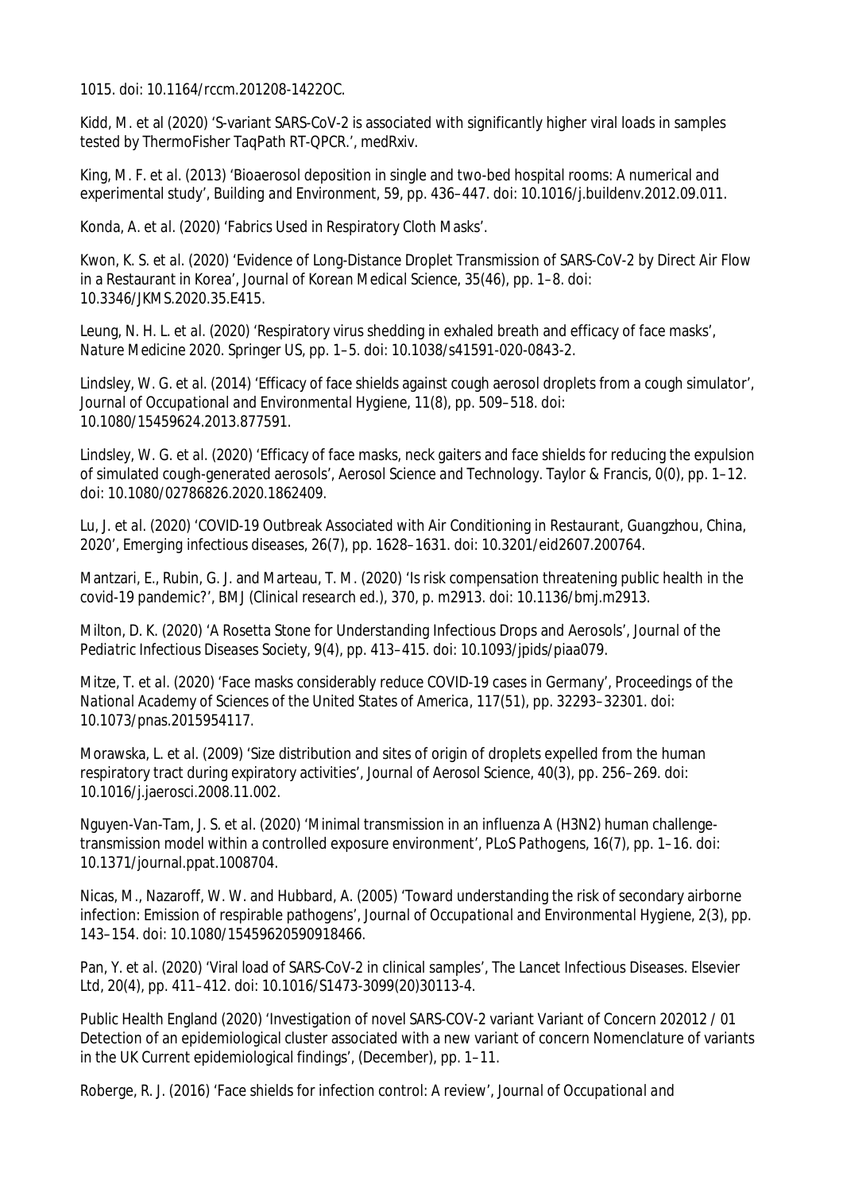1015. doi: 10.1164/rccm.201208-1422OC.

Kidd, M. et al (2020) 'S-variant SARS-CoV-2 is associated with significantly higher viral loads in samples tested by ThermoFisher TaqPath RT-QPCR.', medRxiv.

King, M. F. et al. (2013) 'Bioaerosol deposition in single and two-bed hospital rooms: A numerical and experimental study', *Building and Environment*, 59, pp. 436–447. doi: 10.1016/j.buildenv.2012.09.011.

Konda, A. et al. (2020) 'Fabrics Used in Respiratory Cloth Masks'.

Kwon, K. S. et al. (2020) 'Evidence of Long-Distance Droplet Transmission of SARS-CoV-2 by Direct Air Flow in a Restaurant in Korea', *Journal of Korean Medical Science*, 35(46), pp. 1–8. doi: 10.3346/JKMS.2020.35.E415.

Leung, N. H. L. et al. (2020) 'Respiratory virus shedding in exhaled breath and efficacy of face masks', *Nature Medicine 2020*. Springer US, pp. 1–5. doi: 10.1038/s41591-020-0843-2.

Lindsley, W. G. et al. (2014) 'Efficacy of face shields against cough aerosol droplets from a cough simulator', *Journal of Occupational and Environmental Hygiene*, 11(8), pp. 509–518. doi: 10.1080/15459624.2013.877591.

Lindsley, W. G. et al. (2020) 'Efficacy of face masks, neck gaiters and face shields for reducing the expulsion of simulated cough-generated aerosols', *Aerosol Science and Technology*. Taylor & Francis, 0(0), pp. 1–12. doi: 10.1080/02786826.2020.1862409.

Lu, J. et al. (2020) 'COVID-19 Outbreak Associated with Air Conditioning in Restaurant, Guangzhou, China, 2020', *Emerging infectious diseases*, 26(7), pp. 1628–1631. doi: 10.3201/eid2607.200764.

Mantzari, E., Rubin, G. J. and Marteau, T. M. (2020) 'Is risk compensation threatening public health in the covid-19 pandemic?', *BMJ (Clinical research ed.)*, 370, p. m2913. doi: 10.1136/bmj.m2913.

Milton, D. K. (2020) 'A Rosetta Stone for Understanding Infectious Drops and Aerosols', *Journal of the Pediatric Infectious Diseases Society*, 9(4), pp. 413–415. doi: 10.1093/jpids/piaa079.

Mitze, T. et al. (2020) 'Face masks considerably reduce COVID-19 cases in Germany', *Proceedings of the National Academy of Sciences of the United States of America*, 117(51), pp. 32293–32301. doi: 10.1073/pnas.2015954117.

Morawska, L. et al. (2009) 'Size distribution and sites of origin of droplets expelled from the human respiratory tract during expiratory activities', *Journal of Aerosol Science*, 40(3), pp. 256–269. doi: 10.1016/j.jaerosci.2008.11.002.

Nguyen-Van-Tam, J. S. et al. (2020) 'Minimal transmission in an influenza A (H3N2) human challenge-transmission model within a controlled exposure environment', *PLoS Pathogens*, 16(7), pp. 1–16. doi: 10.1371/journal.ppat.1008704.

Nicas, M., Nazaroff, W. W. and Hubbard, A. (2005) 'Toward understanding the risk of secondary airborne infection: Emission of respirable pathogens', *Journal of Occupational and Environmental Hygiene*, 2(3), pp. 143–154. doi: 10.1080/15459620590918466.

Pan, Y. et al. (2020) 'Viral load of SARS-CoV-2 in clinical samples', *The Lancet Infectious Diseases*. Elsevier Ltd, 20(4), pp. 411–412. doi: 10.1016/S1473-3099(20)30113-4.

Public Health England (2020) 'Investigation of novel SARS-COV-2 variant Variant of Concern 202012 / 01 Detection of an epidemiological cluster associated with a new variant of concern Nomenclature of variants in the UK Current epidemiological findings', (December), pp. 1–11.

Roberge, R. J. (2016) 'Face shields for infection control: A review', *Journal of Occupational and*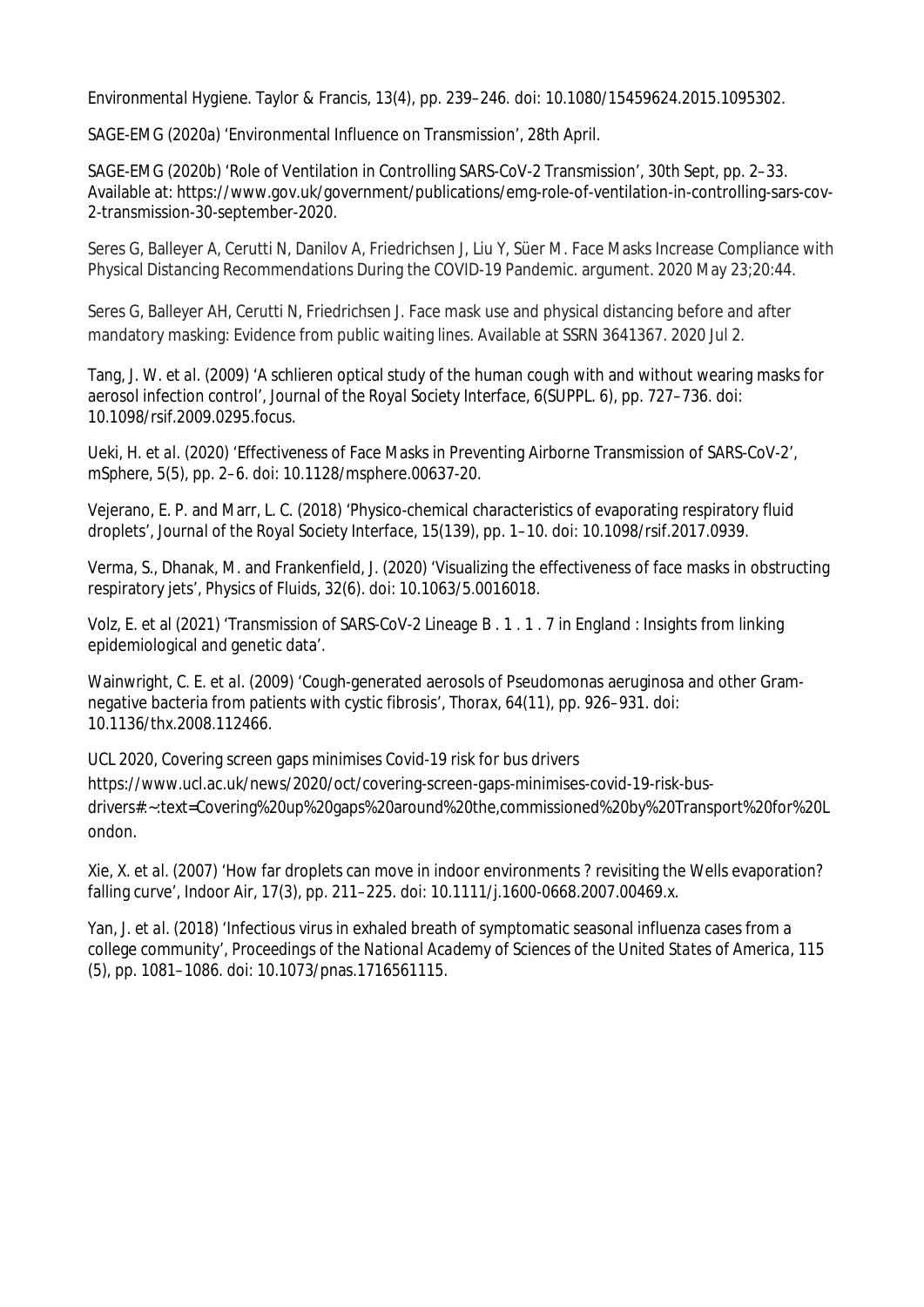Environmental Hygiene. Taylor & Francis, 13(4), pp. 239–246. doi: 10.1080/15459624.2015.1095302.

SAGE-EMG (2020a) 'Environmental Influence on Transmission', 28th April.

SAGE-EMG (2020b) 'Role of Ventilation in Controlling SARS-CoV-2 Transmission', 30th Sept, pp. 2–33. Available at: https://www.gov.uk/government/publications/emg-role-of-ventilation-in-controlling-sars-cov-2-transmission-30-september-2020.

Seres G, Balleyer A, Cerutti N, Danilov A, Friedrichsen J, Liu Y, Süer M. Face Masks Increase Compliance with Physical Distancing Recommendations During the COVID-19 Pandemic. argument. 2020 May 23;20:44.

Seres G, Balleyer AH, Cerutti N, Friedrichsen J. Face mask use and physical distancing before and after mandatory masking: Evidence from public waiting lines. Available at SSRN 3641367. 2020 Jul 2.

Tang, J. W. *et al.* (2009) 'A schlieren optical study of the human cough with and without wearing masks for aerosol infection control', *Journal of the Royal Society Interface*, 6(SUPPL. 6), pp. 727–736. doi: 10.1098/rsif.2009.0295.focus.

Ueki, H. *et al.* (2020) 'Effectiveness of Face Masks in Preventing Airborne Transmission of SARS-CoV-2', *mSphere*, 5(5), pp. 2–6. doi: 10.1128/msphere.00637-20.

Vejerano, E. P. and Marr, L. C. (2018) 'Physico-chemical characteristics of evaporating respiratory fluid droplets', *Journal of the Royal Society Interface*, 15(139), pp. 1–10. doi: 10.1098/rsif.2017.0939.

Verma, S., Dhanak, M. and Frankenfield, J. (2020) 'Visualizing the effectiveness of face masks in obstructing respiratory jets', Physics of Fluids, 32(6). doi: 10.1063/5.0016018.

Volz, E. et al (2021) 'Transmission of SARS-CoV-2 Lineage B . 1 . 1 . 7 in England : Insights from linking epidemiological and genetic data'.

Wainwright, C. E. *et al.* (2009) 'Cough-generated aerosols of Pseudomonas aeruginosa and other Gram-negative bacteria from patients with cystic fibrosis', *Thorax*, 64(11), pp. 926–931. doi: 10.1136/thx.2008.112466.

UCL 2020, Covering screen gaps minimises Covid-19 risk for bus drivers https://www.ucl.ac.uk/news/2020/oct/covering-screen-gaps-minimises-covid-19-risk-bus-drivers#:~:text=Covering%20up%20gaps%20around%20the,commissioned%20by%20Transport%20for%20London.

Xie, X. *et al.* (2007) 'How far droplets can move in indoor environments ? revisiting the Wells evaporation? falling curve', *Indoor Air*, 17(3), pp. 211–225. doi: 10.1111/j.1600-0668.2007.00469.x.

Yan, J. *et al.* (2018) 'Infectious virus in exhaled breath of symptomatic seasonal influenza cases from a college community', *Proceedings of the National Academy of Sciences of the United States of America*, 115 (5), pp. 1081–1086. doi: 10.1073/pnas.1716561115.